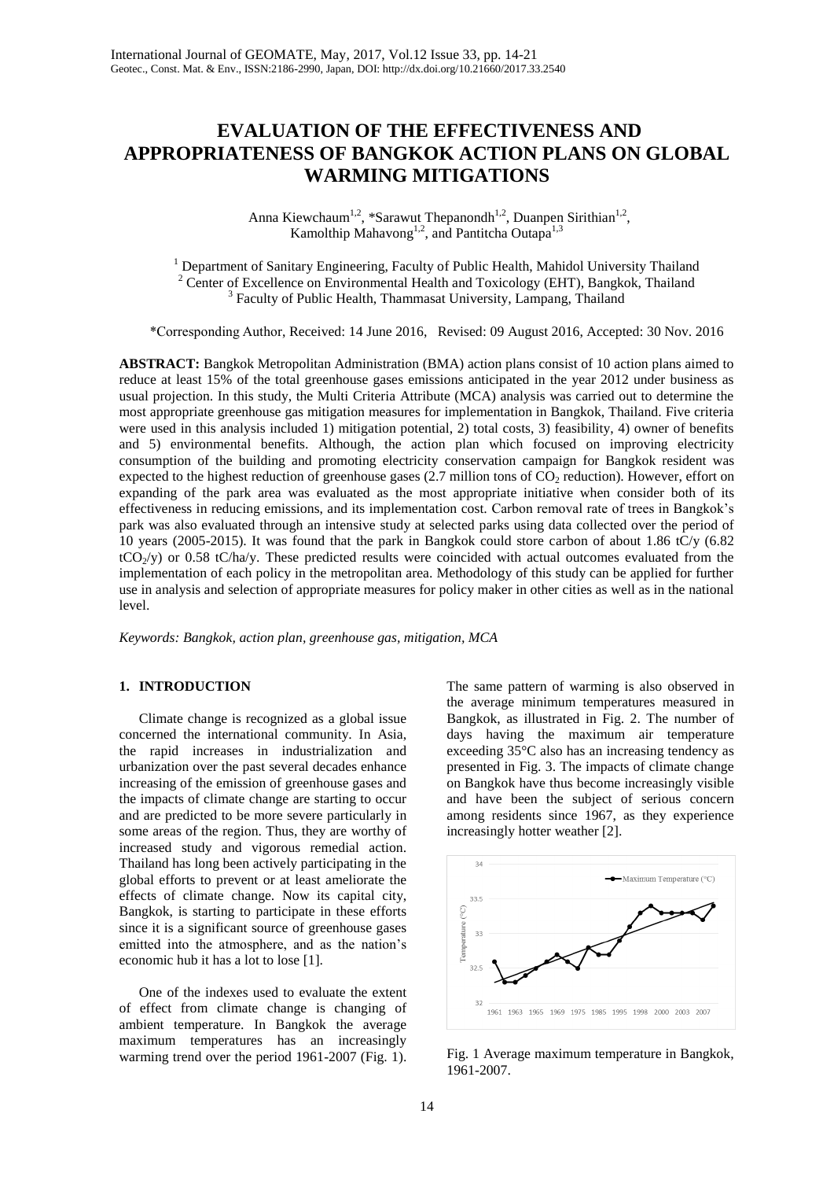# EVALUATION OF THE EFFECTIVENESS AND APPROPRIATENESS OF BANGKOK ACTION PLANS ON GLOBAL WARMING MITIGATIONS

Anna Kiewchaum[1,2], *Sarawut Thepanondh[1,2], Duanpen Sirithian[1,2], Kamolthip Mahavong[1,2], and Pantitcha Outapa[1,3]

[1] Department of Sanitary Engineering, Faculty of Public Health, Mahidol University Thailand
[2] Center of Excellence on Environmental Health and Toxicology (EHT), Bangkok, Thailand
[3] Faculty of Public Health, Thammasat University, Lampang, Thailand

*Corresponding Author, Received: 14 June 2016, Revised: 09 August 2016, Accepted: 30 Nov. 2016

**ABSTRACT:** Bangkok Metropolitan Administration (BMA) action plans consist of 10 action plans aimed to reduce at least 15% of the total greenhouse gases emissions anticipated in the year 2012 under business as usual projection. In this study, the Multi Criteria Attribute (MCA) analysis was carried out to determine the most appropriate greenhouse gas mitigation measures for implementation in Bangkok, Thailand. Five criteria were used in this analysis included 1) mitigation potential, 2) total costs, 3) feasibility, 4) owner of benefits and 5) environmental benefits. Although, the action plan which focused on improving electricity consumption of the building and promoting electricity conservation campaign for Bangkok resident was expected to the highest reduction of greenhouse gases (2.7 million tons of $CO_2$ reduction). However, effort on expanding of the park area was evaluated as the most appropriate initiative when consider both of its effectiveness in reducing emissions, and its implementation cost. Carbon removal rate of trees in Bangkok's park was also evaluated through an intensive study at selected parks using data collected over the period of 10 years (2005-2015). It was found that the park in Bangkok could store carbon of about 1.86 tC/y (6.82 $tCO_2$/y) or 0.58 tC/ha/y. These predicted results were coincided with actual outcomes evaluated from the implementation of each policy in the metropolitan area. Methodology of this study can be applied for further use in analysis and selection of appropriate measures for policy maker in other cities as well as in the national level.

*Keywords: Bangkok, action plan, greenhouse gas, mitigation, MCA*

## 1. INTRODUCTION

Climate change is recognized as a global issue concerned the international community. In Asia, the rapid increases in industrialization and urbanization over the past several decades enhance increasing of the emission of greenhouse gases and the impacts of climate change are starting to occur and are predicted to be more severe particularly in some areas of the region. Thus, they are worthy of increased study and vigorous remedial action. Thailand has long been actively participating in the global efforts to prevent or at least ameliorate the effects of climate change. Now its capital city, Bangkok, is starting to participate in these efforts since it is a significant source of greenhouse gases emitted into the atmosphere, and as the nation's economic hub it has a lot to lose [1].

One of the indexes used to evaluate the extent of effect from climate change is changing of ambient temperature. In Bangkok the average maximum temperatures has an increasingly warming trend over the period 1961-2007 (Fig. 1). The same pattern of warming is also observed in the average minimum temperatures measured in Bangkok, as illustrated in Fig. 2. The number of days having the maximum air temperature exceeding 35°C also has an increasing tendency as presented in Fig. 3. The impacts of climate change on Bangkok have thus become increasingly visible and have been the subject of serious concern among residents since 1967, as they experience increasingly hotter weather [2].

Fig. 1 Average maximum temperature in Bangkok, 1961-2007.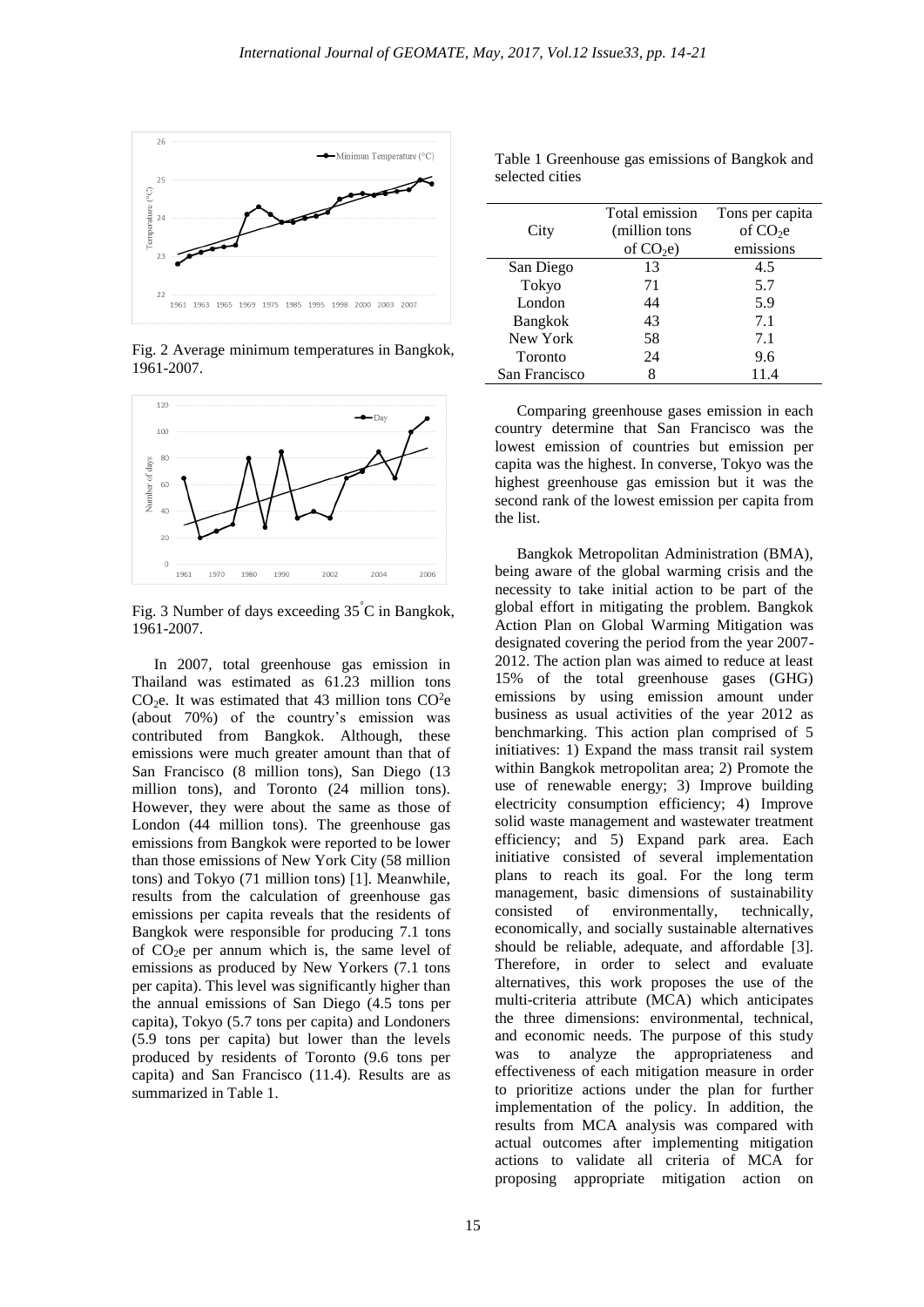Fig. 2 Average minimum temperatures in Bangkok, 1961-2007.

Fig. 3 Number of days exceeding 35°C in Bangkok, 1961-2007.

In 2007, total greenhouse gas emission in Thailand was estimated as 61.23 million tons $CO_2$e. It was estimated that 43 million tons $CO^2$e (about 70%) of the country's emission was contributed from Bangkok. Although, these emissions were much greater amount than that of San Francisco (8 million tons), San Diego (13 million tons), and Toronto (24 million tons). However, they were about the same as those of London (44 million tons). The greenhouse gas emissions from Bangkok were reported to be lower than those emissions of New York City (58 million tons) and Tokyo (71 million tons) [1]. Meanwhile, results from the calculation of greenhouse gas emissions per capita reveals that the residents of Bangkok were responsible for producing 7.1 tons of $CO_2$e per annum which is, the same level of emissions as produced by New Yorkers (7.1 tons per capita). This level was significantly higher than the annual emissions of San Diego (4.5 tons per capita), Tokyo (5.7 tons per capita) and Londoners (5.9 tons per capita) but lower than the levels produced by residents of Toronto (9.6 tons per capita) and San Francisco (11.4). Results are as summarized in Table 1.

Table 1 Greenhouse gas emissions of Bangkok and selected cities

| City | Total emission (million tons of $CO_2$e) | Tons per capita of $CO_2$e emissions |
|---|---|---|
| San Diego | 13 | 4.5 |
| Tokyo | 71 | 5.7 |
| London | 44 | 5.9 |
| Bangkok | 43 | 7.1 |
| New York | 58 | 7.1 |
| Toronto | 24 | 9.6 |
| San Francisco | 8 | 11.4 |

Comparing greenhouse gases emission in each country determine that San Francisco was the lowest emission of countries but emission per capita was the highest. In converse, Tokyo was the highest greenhouse gas emission but it was the second rank of the lowest emission per capita from the list.

Bangkok Metropolitan Administration (BMA), being aware of the global warming crisis and the necessity to take initial action to be part of the global effort in mitigating the problem. Bangkok Action Plan on Global Warming Mitigation was designated covering the period from the year 2007-2012. The action plan was aimed to reduce at least 15% of the total greenhouse gases (GHG) emissions by using emission amount under business as usual activities of the year 2012 as benchmarking. This action plan comprised of 5 initiatives: 1) Expand the mass transit rail system within Bangkok metropolitan area; 2) Promote the use of renewable energy; 3) Improve building electricity consumption efficiency; 4) Improve solid waste management and wastewater treatment efficiency; and 5) Expand park area. Each initiative consisted of several implementation plans to reach its goal. For the long term management, basic dimensions of sustainability consisted of environmentally, technically, economically, and socially sustainable alternatives should be reliable, adequate, and affordable [3]. Therefore, in order to select and evaluate alternatives, this work proposes the use of the multi-criteria attribute (MCA) which anticipates the three dimensions: environmental, technical, and economic needs. The purpose of this study was to analyze the appropriateness and effectiveness of each mitigation measure in order to prioritize actions under the plan for further implementation of the policy. In addition, the results from MCA analysis was compared with actual outcomes after implementing mitigation actions to validate all criteria of MCA for proposing appropriate mitigation action on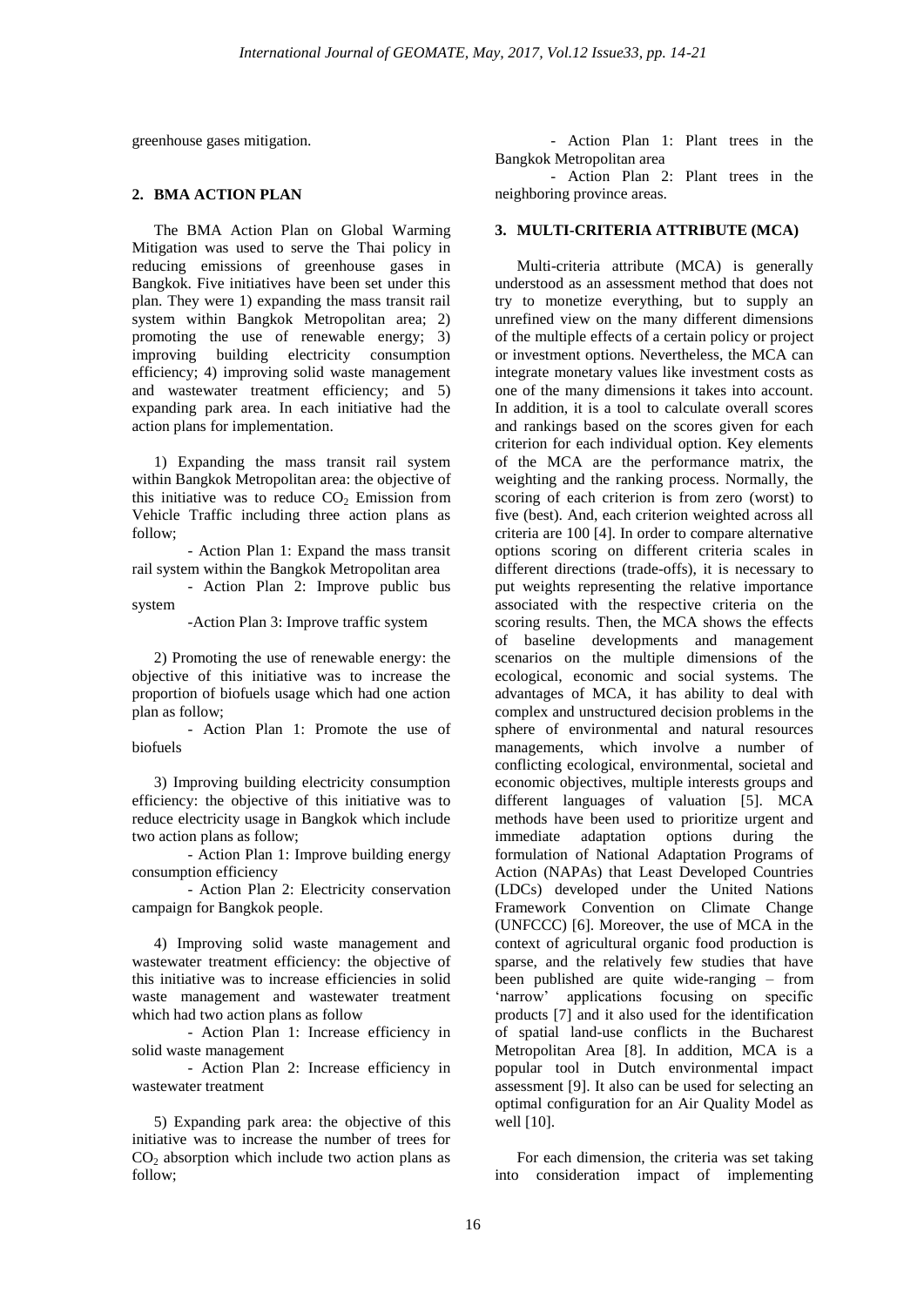greenhouse gases mitigation.

## 2. BMA ACTION PLAN

The BMA Action Plan on Global Warming Mitigation was used to serve the Thai policy in reducing emissions of greenhouse gases in Bangkok. Five initiatives have been set under this plan. They were 1) expanding the mass transit rail system within Bangkok Metropolitan area; 2) promoting the use of renewable energy; 3) improving building electricity consumption efficiency; 4) improving solid waste management and wastewater treatment efficiency; and 5) expanding park area. In each initiative had the action plans for implementation.

1) Expanding the mass transit rail system within Bangkok Metropolitan area: the objective of this initiative was to reduce $CO_2$ Emission from Vehicle Traffic including three action plans as follow;

- Action Plan 1: Expand the mass transit rail system within the Bangkok Metropolitan area
- Action Plan 2: Improve public bus system
- Action Plan 3: Improve traffic system

2) Promoting the use of renewable energy: the objective of this initiative was to increase the proportion of biofuels usage which had one action plan as follow;

- Action Plan 1: Promote the use of biofuels

3) Improving building electricity consumption efficiency: the objective of this initiative was to reduce electricity usage in Bangkok which include two action plans as follow;

- Action Plan 1: Improve building energy consumption efficiency
- Action Plan 2: Electricity conservation campaign for Bangkok people.

4) Improving solid waste management and wastewater treatment efficiency: the objective of this initiative was to increase efficiencies in solid waste management and wastewater treatment which had two action plans as follow

- Action Plan 1: Increase efficiency in solid waste management
- Action Plan 2: Increase efficiency in wastewater treatment

5) Expanding park area: the objective of this initiative was to increase the number of trees for $CO_2$ absorption which include two action plans as follow;

- Action Plan 1: Plant trees in the Bangkok Metropolitan area
- Action Plan 2: Plant trees in the neighboring province areas.

## 3. MULTI-CRITERIA ATTRIBUTE (MCA)

Multi-criteria attribute (MCA) is generally understood as an assessment method that does not try to monetize everything, but to supply an unrefined view on the many different dimensions of the multiple effects of a certain policy or project or investment options. Nevertheless, the MCA can integrate monetary values like investment costs as one of the many dimensions it takes into account. In addition, it is a tool to calculate overall scores and rankings based on the scores given for each criterion for each individual option. Key elements of the MCA are the performance matrix, the weighting and the ranking process. Normally, the scoring of each criterion is from zero (worst) to five (best). And, each criterion weighted across all criteria are 100 [4]. In order to compare alternative options scoring on different criteria scales in different directions (trade-offs), it is necessary to put weights representing the relative importance associated with the respective criteria on the scoring results. Then, the MCA shows the effects of baseline developments and management scenarios on the multiple dimensions of the ecological, economic and social systems. The advantages of MCA, it has ability to deal with complex and unstructured decision problems in the sphere of environmental and natural resources managements, which involve a number of conflicting ecological, environmental, societal and economic objectives, multiple interests groups and different languages of valuation [5]. MCA methods have been used to prioritize urgent and immediate adaptation options during the formulation of National Adaptation Programs of Action (NAPAs) that Least Developed Countries (LDCs) developed under the United Nations Framework Convention on Climate Change (UNFCCC) [6]. Moreover, the use of MCA in the context of agricultural organic food production is sparse, and the relatively few studies that have been published are quite wide-ranging – from 'narrow' applications focusing on specific products [7] and it also used for the identification of spatial land-use conflicts in the Bucharest Metropolitan Area [8]. In addition, MCA is a popular tool in Dutch environmental impact assessment [9]. It also can be used for selecting an optimal configuration for an Air Quality Model as well [10].

For each dimension, the criteria was set taking into consideration impact of implementing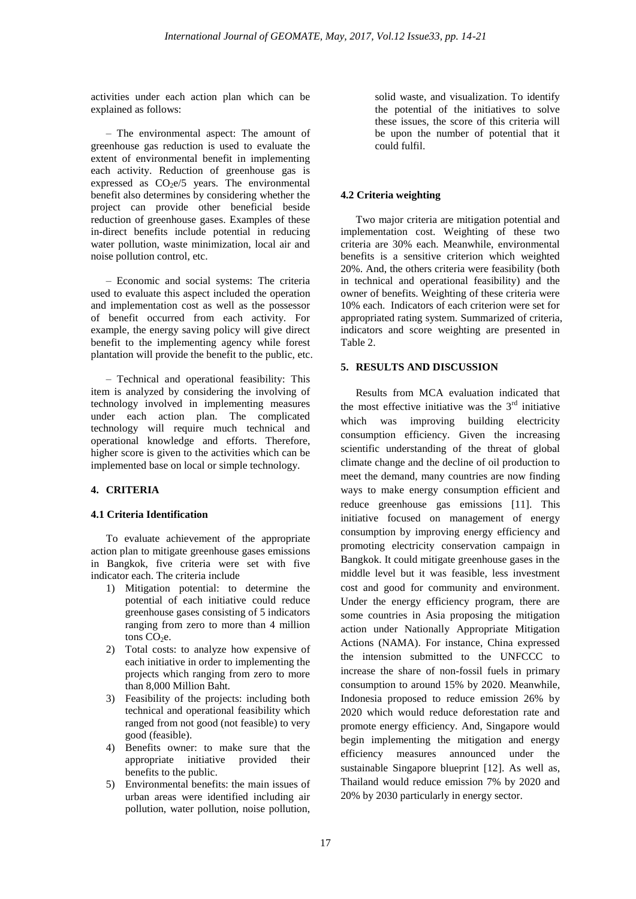activities under each action plan which can be explained as follows:

– The environmental aspect: The amount of greenhouse gas reduction is used to evaluate the extent of environmental benefit in implementing each activity. Reduction of greenhouse gas is expressed as $CO_2e$/5 years. The environmental benefit also determines by considering whether the project can provide other beneficial beside reduction of greenhouse gases. Examples of these in-direct benefits include potential in reducing water pollution, waste minimization, local air and noise pollution control, etc.

– Economic and social systems: The criteria used to evaluate this aspect included the operation and implementation cost as well as the possessor of benefit occurred from each activity. For example, the energy saving policy will give direct benefit to the implementing agency while forest plantation will provide the benefit to the public, etc.

– Technical and operational feasibility: This item is analyzed by considering the involving of technology involved in implementing measures under each action plan. The complicated technology will require much technical and operational knowledge and efforts. Therefore, higher score is given to the activities which can be implemented base on local or simple technology.

## 4. CRITERIA

### 4.1 Criteria Identification

To evaluate achievement of the appropriate action plan to mitigate greenhouse gases emissions in Bangkok, five criteria were set with five indicator each. The criteria include

1) Mitigation potential: to determine the potential of each initiative could reduce greenhouse gases consisting of 5 indicators ranging from zero to more than 4 million tons $CO_2e$.
2) Total costs: to analyze how expensive of each initiative in order to implementing the projects which ranging from zero to more than 8,000 Million Baht.
3) Feasibility of the projects: including both technical and operational feasibility which ranged from not good (not feasible) to very good (feasible).
4) Benefits owner: to make sure that the appropriate initiative provided their benefits to the public.
5) Environmental benefits: the main issues of urban areas were identified including air pollution, water pollution, noise pollution, solid waste, and visualization. To identify the potential of the initiatives to solve these issues, the score of this criteria will be upon the number of potential that it could fulfil.

### 4.2 Criteria weighting

Two major criteria are mitigation potential and implementation cost. Weighting of these two criteria are 30% each. Meanwhile, environmental benefits is a sensitive criterion which weighted 20%. And, the others criteria were feasibility (both in technical and operational feasibility) and the owner of benefits. Weighting of these criteria were 10% each. Indicators of each criterion were set for appropriated rating system. Summarized of criteria, indicators and score weighting are presented in Table 2.

## 5. RESULTS AND DISCUSSION

Results from MCA evaluation indicated that the most effective initiative was the 3rd initiative which was improving building electricity consumption efficiency. Given the increasing scientific understanding of the threat of global climate change and the decline of oil production to meet the demand, many countries are now finding ways to make energy consumption efficient and reduce greenhouse gas emissions [11]. This initiative focused on management of energy consumption by improving energy efficiency and promoting electricity conservation campaign in Bangkok. It could mitigate greenhouse gases in the middle level but it was feasible, less investment cost and good for community and environment. Under the energy efficiency program, there are some countries in Asia proposing the mitigation action under Nationally Appropriate Mitigation Actions (NAMA). For instance, China expressed the intension submitted to the UNFCCC to increase the share of non-fossil fuels in primary consumption to around 15% by 2020. Meanwhile, Indonesia proposed to reduce emission 26% by 2020 which would reduce deforestation rate and promote energy efficiency. And, Singapore would begin implementing the mitigation and energy efficiency measures announced under the sustainable Singapore blueprint [12]. As well as, Thailand would reduce emission 7% by 2020 and 20% by 2030 particularly in energy sector.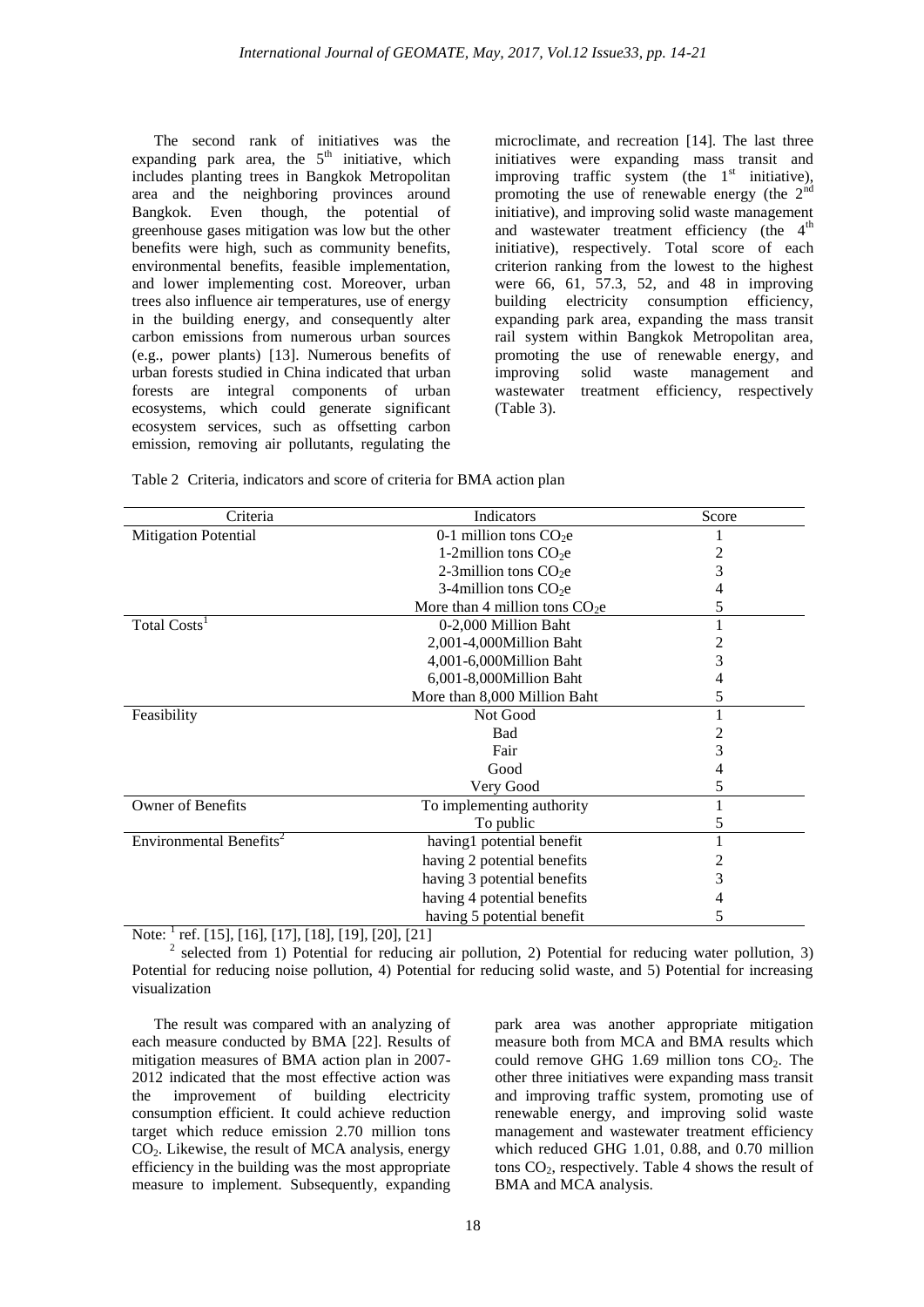The second rank of initiatives was the expanding park area, the 5th initiative, which includes planting trees in Bangkok Metropolitan area and the neighboring provinces around Bangkok. Even though, the potential of greenhouse gases mitigation was low but the other benefits were high, such as community benefits, environmental benefits, feasible implementation, and lower implementing cost. Moreover, urban trees also influence air temperatures, use of energy in the building energy, and consequently alter carbon emissions from numerous urban sources (e.g., power plants) [13]. Numerous benefits of urban forests studied in China indicated that urban forests are integral components of urban ecosystems, which could generate significant ecosystem services, such as offsetting carbon emission, removing air pollutants, regulating the microclimate, and recreation [14]. The last three initiatives were expanding mass transit and improving traffic system (the 1st initiative), promoting the use of renewable energy (the 2nd initiative), and improving solid waste management and wastewater treatment efficiency (the 4th initiative), respectively. Total score of each criterion ranking from the lowest to the highest were 66, 61, 57.3, 52, and 48 in improving building electricity consumption efficiency, expanding park area, expanding the mass transit rail system within Bangkok Metropolitan area, promoting the use of renewable energy, and improving solid waste management and wastewater treatment efficiency, respectively (Table 3).

Table 2 Criteria, indicators and score of criteria for BMA action plan

| Criteria | Indicators | Score |
|---|---|---|
| Mitigation Potential | 0-1 million tons $CO_2$e | 1 |
| | 1-2million tons $CO_2$e | 2 |
| | 2-3million tons $CO_2$e | 3 |
| | 3-4million tons $CO_2$e | 4 |
| | More than 4 million tons $CO_2$e | 5 |
| Total Costs[1] | 0-2,000 Million Baht | 1 |
| | 2,001-4,000Million Baht | 2 |
| | 4,001-6,000Million Baht | 3 |
| | 6,001-8,000Million Baht | 4 |
| | More than 8,000 Million Baht | 5 |
| Feasibility | Not Good | 1 |
| | Bad | 2 |
| | Fair | 3 |
| | Good | 4 |
| | Very Good | 5 |
| Owner of Benefits | To implementing authority | 1 |
| | To public | 5 |
| Environmental Benefits[2] | having1 potential benefit | 1 |
| | having 2 potential benefits | 2 |
| | having 3 potential benefits | 3 |
| | having 4 potential benefits | 4 |
| | having 5 potential benefit | 5 |

Note: [1] ref. [15], [16], [17], [18], [19], [20], [21]

[2] selected from 1) Potential for reducing air pollution, 2) Potential for reducing water pollution, 3) Potential for reducing noise pollution, 4) Potential for reducing solid waste, and 5) Potential for increasing visualization

The result was compared with an analyzing of each measure conducted by BMA [22]. Results of mitigation measures of BMA action plan in 2007-2012 indicated that the most effective action was the improvement of building electricity consumption efficient. It could achieve reduction target which reduce emission 2.70 million tons $CO_2$. Likewise, the result of MCA analysis, energy efficiency in the building was the most appropriate measure to implement. Subsequently, expanding park area was another appropriate mitigation measure both from MCA and BMA results which could remove GHG 1.69 million tons $CO_2$. The other three initiatives were expanding mass transit and improving traffic system, promoting use of renewable energy, and improving solid waste management and wastewater treatment efficiency which reduced GHG 1.01, 0.88, and 0.70 million tons $CO_2$, respectively. Table 4 shows the result of BMA and MCA analysis.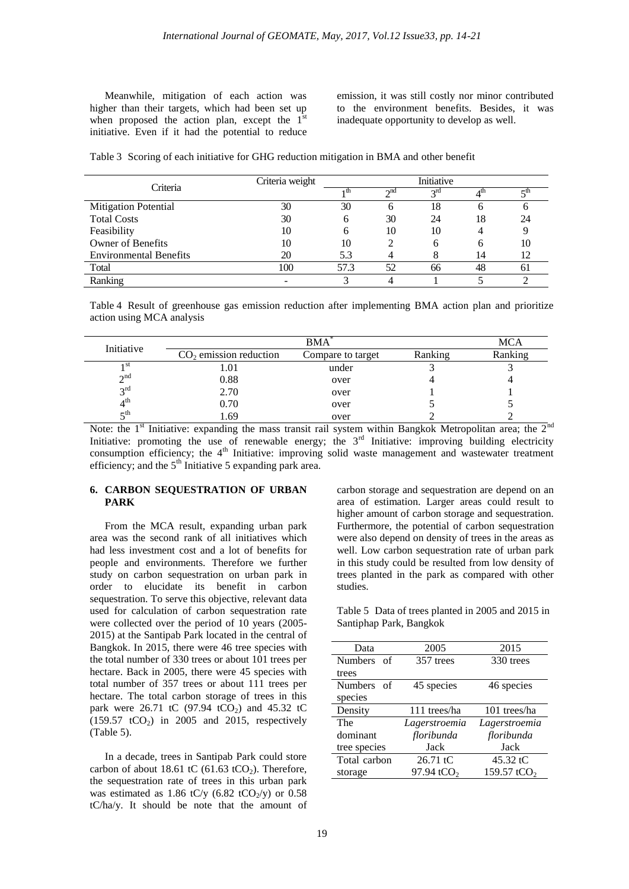Meanwhile, mitigation of each action was higher than their targets, which had been set up when proposed the action plan, except the 1st initiative. Even if it had the potential to reduce emission, it was still costly nor minor contributed to the environment benefits. Besides, it was inadequate opportunity to develop as well.

Table 3 Scoring of each initiative for GHG reduction mitigation in BMA and other benefit

| Criteria | Criteria weight | Initiative | | | | |
|---|---|---|---|---|---|---|
| | | 1th | 2nd | 3rd | 4th | 5th |
| Mitigation Potential | 30 | 30 | 6 | 18 | 6 | 6 |
| Total Costs | 30 | 6 | 30 | 24 | 18 | 24 |
| Feasibility | 10 | 6 | 10 | 10 | 4 | 9 |
| Owner of Benefits | 10 | 10 | 2 | 6 | 6 | 10 |
| Environmental Benefits | 20 | 5.3 | 4 | 8 | 14 | 12 |
| Total | 100 | 57.3 | 52 | 66 | 48 | 61 |
| Ranking | - | 3 | 4 | 1 | 5 | 2 |

Table 4 Result of greenhouse gas emission reduction after implementing BMA action plan and prioritize action using MCA analysis

| Initiative | BMA* | | | MCA |
|---|---|---|---|---|
| | $CO_2$ emission reduction | Compare to target | Ranking | Ranking |
| 1st | 1.01 | under | 3 | 3 |
| 2nd | 0.88 | over | 4 | 4 |
| 3rd | 2.70 | over | 1 | 1 |
| 4th | 0.70 | over | 5 | 5 |
| 5th | 1.69 | over | 2 | 2 |

Note: the 1st Initiative: expanding the mass transit rail system within Bangkok Metropolitan area; the 2nd Initiative: promoting the use of renewable energy; the 3rd Initiative: improving building electricity consumption efficiency; the 4th Initiative: improving solid waste management and wastewater treatment efficiency; and the 5th Initiative 5 expanding park area.

## 6. CARBON SEQUESTRATION OF URBAN PARK

From the MCA result, expanding urban park area was the second rank of all initiatives which had less investment cost and a lot of benefits for people and environments. Therefore we further study on carbon sequestration on urban park in order to elucidate its benefit in carbon sequestration. To serve this objective, relevant data used for calculation of carbon sequestration rate were collected over the period of 10 years (2005-2015) at the Santipab Park located in the central of Bangkok. In 2015, there were 46 tree species with the total number of 330 trees or about 101 trees per hectare. Back in 2005, there were 45 species with total number of 357 trees or about 111 trees per hectare. The total carbon storage of trees in this park were 26.71 tC (97.94 $tCO_2$) and 45.32 tC (159.57 $tCO_2$) in 2005 and 2015, respectively (Table 5).

In a decade, trees in Santipab Park could store carbon of about 18.61 tC (61.63 $tCO_2$). Therefore, the sequestration rate of trees in this urban park was estimated as 1.86 tC/y (6.82 $tCO_2$/y) or 0.58 tC/ha/y. It should be note that the amount of carbon storage and sequestration are depend on an area of estimation. Larger areas could result to higher amount of carbon storage and sequestration. Furthermore, the potential of carbon sequestration were also depend on density of trees in the areas as well. Low carbon sequestration rate of urban park in this study could be resulted from low density of trees planted in the park as compared with other studies.

Table 5 Data of trees planted in 2005 and 2015 in Santiphap Park, Bangkok

| Data | 2005 | 2015 |
|---|---|---|
| Numbers of trees | 357 trees | 330 trees |
| Numbers of species | 45 species | 46 species |
| Density | 111 trees/ha | 101 trees/ha |
| The dominant tree species | *Lagerstroemia floribunda* Jack | *Lagerstroemia floribunda* Jack |
| Total carbon storage | 26.71 tC 97.94 $tCO_2$ | 45.32 tC 159.57 $tCO_2$ |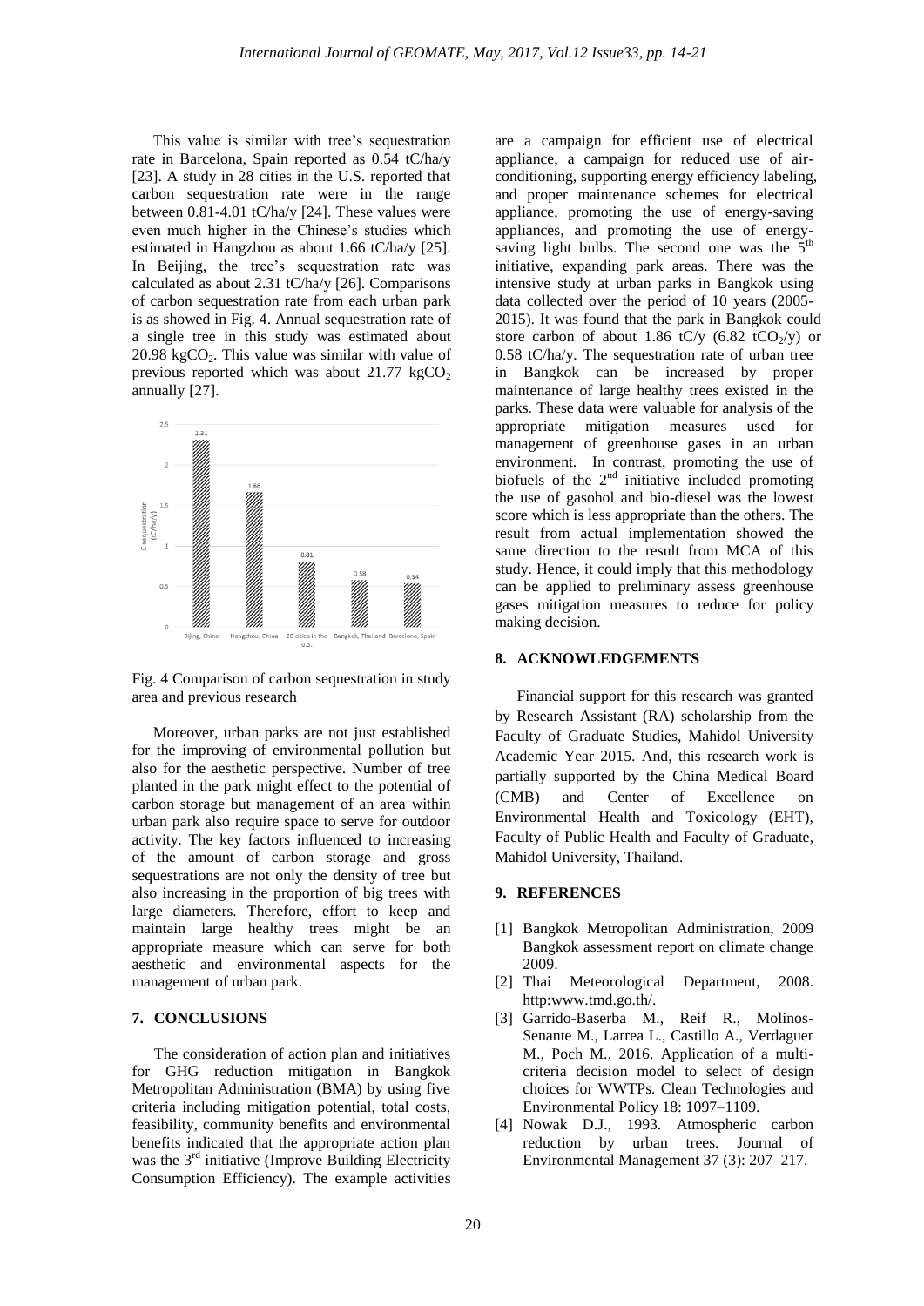This value is similar with tree's sequestration rate in Barcelona, Spain reported as 0.54 tC/ha/y [23]. A study in 28 cities in the U.S. reported that carbon sequestration rate were in the range between 0.81-4.01 tC/ha/y [24]. These values were even much higher in the Chinese's studies which estimated in Hangzhou as about 1.66 tC/ha/y [25]. In Beijing, the tree's sequestration rate was calculated as about 2.31 tC/ha/y [26]. Comparisons of carbon sequestration rate from each urban park is as showed in Fig. 4. Annual sequestration rate of a single tree in this study was estimated about 20.98 $kgCO_2$. This value was similar with value of previous reported which was about 21.77 $kgCO_2$ annually [27].

Fig. 4 Comparison of carbon sequestration in study area and previous research

Moreover, urban parks are not just established for the improving of environmental pollution but also for the aesthetic perspective. Number of tree planted in the park might effect to the potential of carbon storage but management of an area within urban park also require space to serve for outdoor activity. The key factors influenced to increasing of the amount of carbon storage and gross sequestrations are not only the density of tree but also increasing in the proportion of big trees with large diameters. Therefore, effort to keep and maintain large healthy trees might be an appropriate measure which can serve for both aesthetic and environmental aspects for the management of urban park.

## 7. CONCLUSIONS

The consideration of action plan and initiatives for GHG reduction mitigation in Bangkok Metropolitan Administration (BMA) by using five criteria including mitigation potential, total costs, feasibility, community benefits and environmental benefits indicated that the appropriate action plan was the 3rd initiative (Improve Building Electricity Consumption Efficiency). The example activities are a campaign for efficient use of electrical appliance, a campaign for reduced use of air-conditioning, supporting energy efficiency labeling, and proper maintenance schemes for electrical appliance, promoting the use of energy-saving appliances, and promoting the use of energy-saving light bulbs. The second one was the 5th initiative, expanding park areas. There was the intensive study at urban parks in Bangkok using data collected over the period of 10 years (2005-2015). It was found that the park in Bangkok could store carbon of about 1.86 tC/y (6.82 $tCO_2$/y) or 0.58 tC/ha/y. The sequestration rate of urban tree in Bangkok can be increased by proper maintenance of large healthy trees existed in the parks. These data were valuable for analysis of the appropriate mitigation measures used for management of greenhouse gases in an urban environment. In contrast, promoting the use of biofuels of the 2nd initiative included promoting the use of gasohol and bio-diesel was the lowest score which is less appropriate than the others. The result from actual implementation showed the same direction to the result from MCA of this study. Hence, it could imply that this methodology can be applied to preliminary assess greenhouse gases mitigation measures to reduce for policy making decision.

## 8. ACKNOWLEDGEMENTS

Financial support for this research was granted by Research Assistant (RA) scholarship from the Faculty of Graduate Studies, Mahidol University Academic Year 2015. And, this research work is partially supported by the China Medical Board (CMB) and Center of Excellence on Environmental Health and Toxicology (EHT), Faculty of Public Health and Faculty of Graduate, Mahidol University, Thailand.

## 9. REFERENCES

[1] Bangkok Metropolitan Administration, 2009 Bangkok assessment report on climate change 2009.

[2] Thai Meteorological Department, 2008. http:www.tmd.go.th/.

[3] Garrido-Baserba M., Reif R., Molinos-Senante M., Larrea L., Castillo A., Verdaguer M., Poch M., 2016. Application of a multi-criteria decision model to select of design choices for WWTPs. Clean Technologies and Environmental Policy 18: 1097–1109.

[4] Nowak D.J., 1993. Atmospheric carbon reduction by urban trees. Journal of Environmental Management 37 (3): 207–217.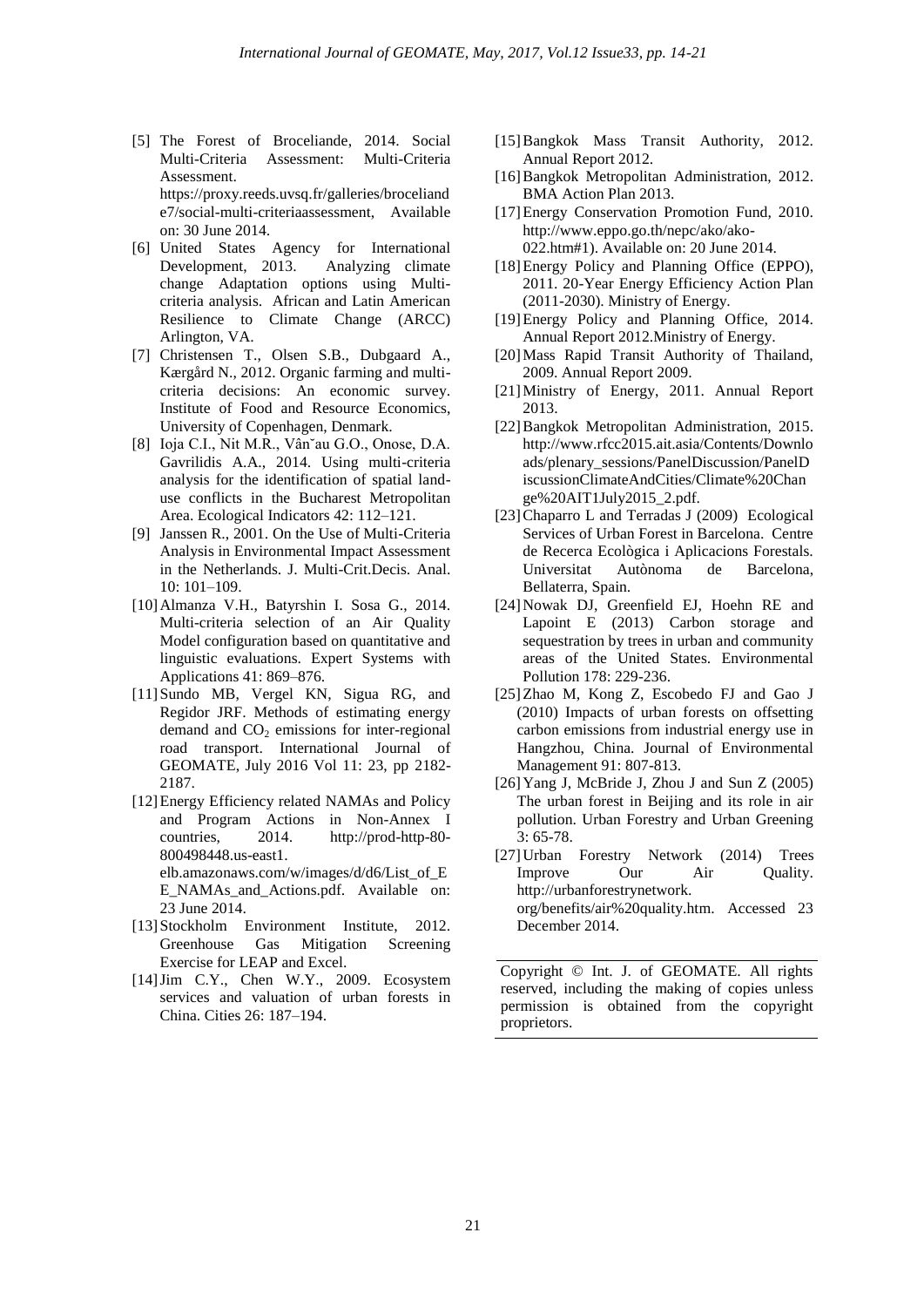[5] The Forest of Broceliande, 2014. Social Multi-Criteria Assessment: Multi-Criteria Assessment. https://proxy.reeds.uvsq.fr/galleries/broceliande7/social-multi-criteriaassessment, Available on: 30 June 2014.

[6] United States Agency for International Development, 2013. Analyzing climate change Adaptation options using Multi-criteria analysis. African and Latin American Resilience to Climate Change (ARCC) Arlington, VA.

[7] Christensen T., Olsen S.B., Dubgaard A., Kærgård N., 2012. Organic farming and multi-criteria decisions: An economic survey. Institute of Food and Resource Economics, University of Copenhagen, Denmark.

[8] Ioja C.I., Nit M.R., Vân˘au G.O., Onose, D.A. Gavrilidis A.A., 2014. Using multi-criteria analysis for the identification of spatial land-use conflicts in the Bucharest Metropolitan Area. Ecological Indicators 42: 112–121.

[9] Janssen R., 2001. On the Use of Multi-Criteria Analysis in Environmental Impact Assessment in the Netherlands. J. Multi-Crit.Decis. Anal. 10: 101–109.

[10] Almanza V.H., Batyrshin I. Sosa G., 2014. Multi-criteria selection of an Air Quality Model configuration based on quantitative and linguistic evaluations. Expert Systems with Applications 41: 869–876.

[11] Sundo MB, Vergel KN, Sigua RG, and Regidor JRF. Methods of estimating energy demand and $CO_2$ emissions for inter-regional road transport. International Journal of GEOMATE, July 2016 Vol 11: 23, pp 2182-2187.

[12] Energy Efficiency related NAMAs and Policy and Program Actions in Non-Annex I countries, 2014. http://prod-http-80-800498448.us-east1.elb.amazonaws.com/w/images/d/d6/List_of_EE_NAMAs_and_Actions.pdf. Available on: 23 June 2014.

[13] Stockholm Environment Institute, 2012. Greenhouse Gas Mitigation Screening Exercise for LEAP and Excel.

[14] Jim C.Y., Chen W.Y., 2009. Ecosystem services and valuation of urban forests in China. Cities 26: 187–194.

[15] Bangkok Mass Transit Authority, 2012. Annual Report 2012.

[16] Bangkok Metropolitan Administration, 2012. BMA Action Plan 2013.

[17] Energy Conservation Promotion Fund, 2010. http://www.eppo.go.th/nepc/ako/ako-022.htm#1). Available on: 20 June 2014.

[18] Energy Policy and Planning Office (EPPO), 2011. 20-Year Energy Efficiency Action Plan (2011-2030). Ministry of Energy.

[19] Energy Policy and Planning Office, 2014. Annual Report 2012.Ministry of Energy.

[20] Mass Rapid Transit Authority of Thailand, 2009. Annual Report 2009.

[21] Ministry of Energy, 2011. Annual Report 2013.

[22] Bangkok Metropolitan Administration, 2015. http://www.rfcc2015.ait.asia/Contents/Downloads/plenary_sessions/PanelDiscussion/PanelDiscussionClimateAndCities/Climate%20Change%20AIT1July2015_2.pdf.

[23] Chaparro L and Terradas J (2009) Ecological Services of Urban Forest in Barcelona. Centre de Recerca Ecològica i Aplicacions Forestals. Universitat Autònoma de Barcelona, Bellaterra, Spain.

[24] Nowak DJ, Greenfield EJ, Hoehn RE and Lapoint E (2013) Carbon storage and sequestration by trees in urban and community areas of the United States. Environmental Pollution 178: 229-236.

[25] Zhao M, Kong Z, Escobedo FJ and Gao J (2010) Impacts of urban forests on offsetting carbon emissions from industrial energy use in Hangzhou, China. Journal of Environmental Management 91: 807-813.

[26] Yang J, McBride J, Zhou J and Sun Z (2005) The urban forest in Beijing and its role in air pollution. Urban Forestry and Urban Greening 3: 65-78.

[27] Urban Forestry Network (2014) Trees Improve Our Air Quality. http://urbanforestrynetwork.org/benefits/air%20quality.htm. Accessed 23 December 2014.

Copyright © Int. J. of GEOMATE. All rights reserved, including the making of copies unless permission is obtained from the copyright proprietors.